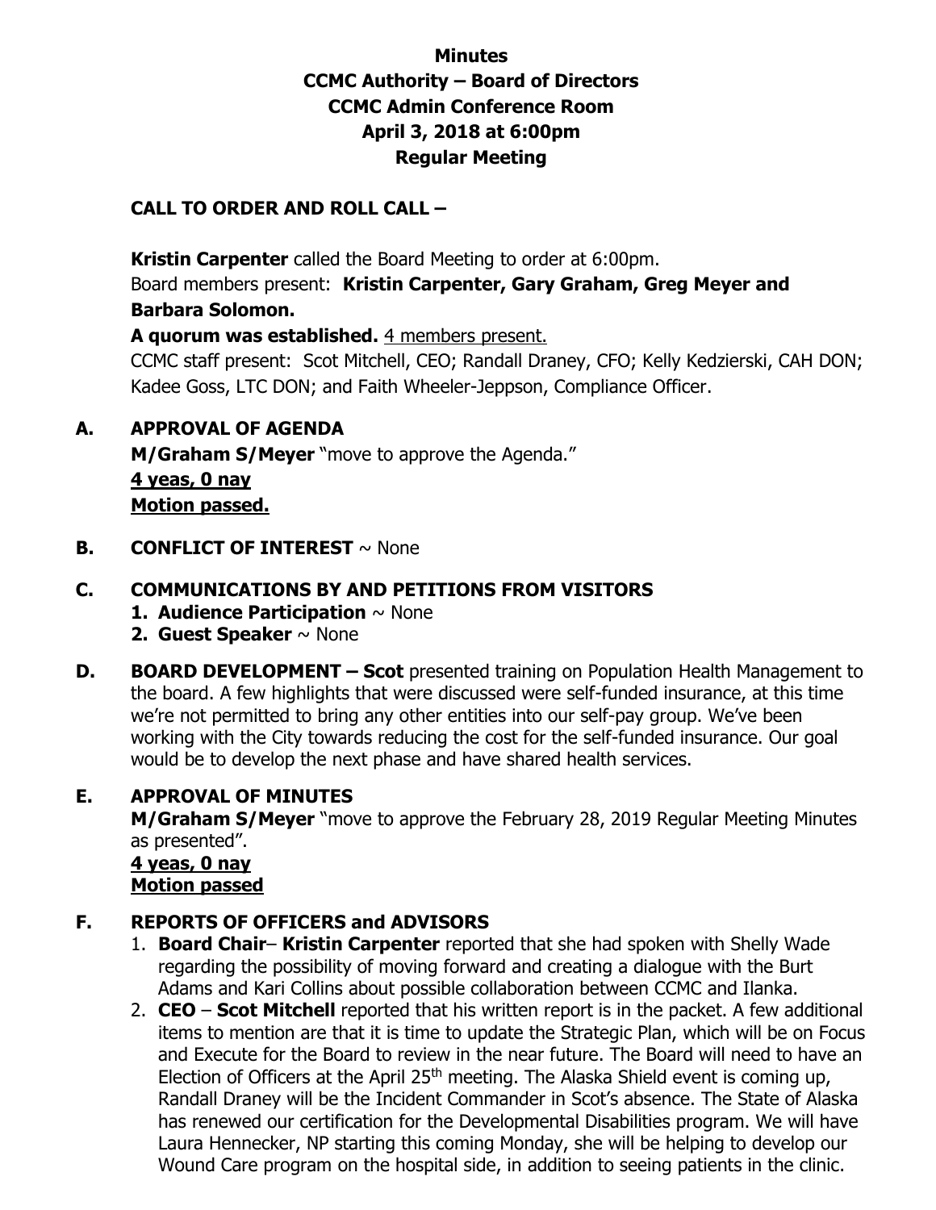# Minutes
## CCMC Authority – Board of Directors
## CCMC Admin Conference Room
## April 3, 2018 at 6:00pm
## Regular Meeting

**CALL TO ORDER AND ROLL CALL –**

**Kristin Carpenter** called the Board Meeting to order at 6:00pm.
Board members present: **Kristin Carpenter, Gary Graham, Greg Meyer and Barbara Solomon.**
**A quorum was established.** 4 members present.
CCMC staff present: Scot Mitchell, CEO; Randall Draney, CFO; Kelly Kedzierski, CAH DON; Kadee Goss, LTC DON; and Faith Wheeler-Jeppson, Compliance Officer.

**A. APPROVAL OF AGENDA**
**M/Graham S/Meyer** "move to approve the Agenda."
**4 yeas, 0 nay**
**Motion passed.**

**B. CONFLICT OF INTEREST** ~ None

**C. COMMUNICATIONS BY AND PETITIONS FROM VISITORS**
1. **Audience Participation** ~ None
2. **Guest Speaker** ~ None

**D. BOARD DEVELOPMENT – Scot** presented training on Population Health Management to the board. A few highlights that were discussed were self-funded insurance, at this time we're not permitted to bring any other entities into our self-pay group. We've been working with the City towards reducing the cost for the self-funded insurance. Our goal would be to develop the next phase and have shared health services.

**E. APPROVAL OF MINUTES**
**M/Graham S/Meyer** "move to approve the February 28, 2019 Regular Meeting Minutes as presented".
**4 yeas, 0 nay**
**Motion passed**

**F. REPORTS OF OFFICERS and ADVISORS**
1. **Board Chair**– **Kristin Carpenter** reported that she had spoken with Shelly Wade regarding the possibility of moving forward and creating a dialogue with the Burt Adams and Kari Collins about possible collaboration between CCMC and Ilanka.
2. **CEO** – **Scot Mitchell** reported that his written report is in the packet. A few additional items to mention are that it is time to update the Strategic Plan, which will be on Focus and Execute for the Board to review in the near future. The Board will need to have an Election of Officers at the April 25th meeting. The Alaska Shield event is coming up, Randall Draney will be the Incident Commander in Scot's absence. The State of Alaska has renewed our certification for the Developmental Disabilities program. We will have Laura Hennecker, NP starting this coming Monday, she will be helping to develop our Wound Care program on the hospital side, in addition to seeing patients in the clinic.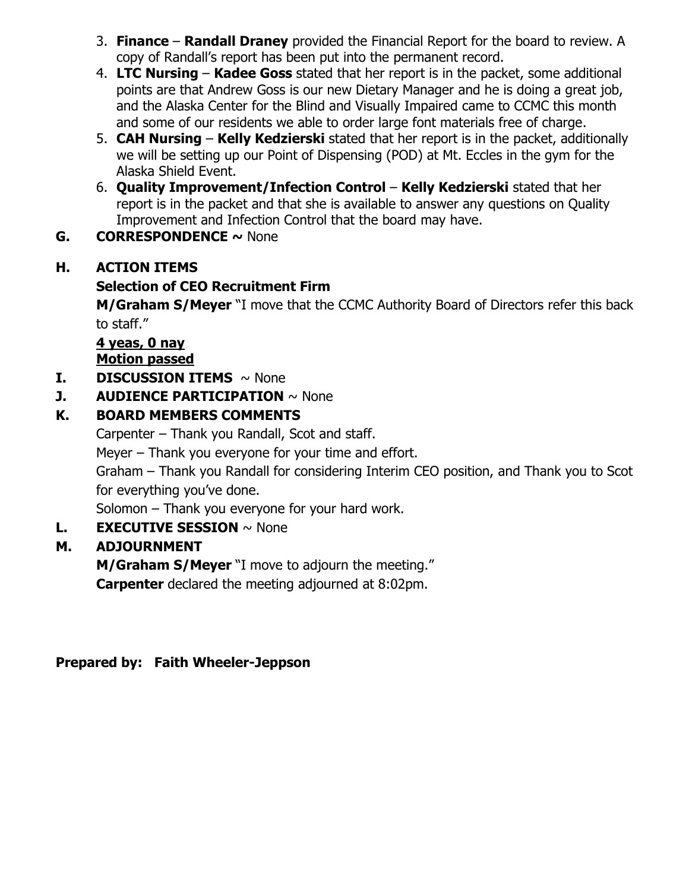3. **Finance** – **Randall Draney** provided the Financial Report for the board to review. A copy of Randall's report has been put into the permanent record.
4. **LTC Nursing** – **Kadee Goss** stated that her report is in the packet, some additional points are that Andrew Goss is our new Dietary Manager and he is doing a great job, and the Alaska Center for the Blind and Visually Impaired came to CCMC this month and some of our residents we able to order large font materials free of charge.
5. **CAH Nursing** – **Kelly Kedzierski** stated that her report is in the packet, additionally we will be setting up our Point of Dispensing (POD) at Mt. Eccles in the gym for the Alaska Shield Event.
6. **Quality Improvement/Infection Control** – **Kelly Kedzierski** stated that her report is in the packet and that she is available to answer any questions on Quality Improvement and Infection Control that the board may have.

**G. CORRESPONDENCE ~** None

**H. ACTION ITEMS**

**Selection of CEO Recruitment Firm**

**M/Graham S/Meyer** "I move that the CCMC Authority Board of Directors refer this back to staff."

**4 yeas, 0 nay**
**Motion passed**

**I. DISCUSSION ITEMS** ~ None

**J. AUDIENCE PARTICIPATION** ~ None

**K. BOARD MEMBERS COMMENTS**

Carpenter – Thank you Randall, Scot and staff.

Meyer – Thank you everyone for your time and effort.

Graham – Thank you Randall for considering Interim CEO position, and Thank you to Scot for everything you've done.

Solomon – Thank you everyone for your hard work.

**L. EXECUTIVE SESSION** ~ None

**M. ADJOURNMENT**

**M/Graham S/Meyer** "I move to adjourn the meeting."

**Carpenter** declared the meeting adjourned at 8:02pm.

**Prepared by: Faith Wheeler-Jeppson**